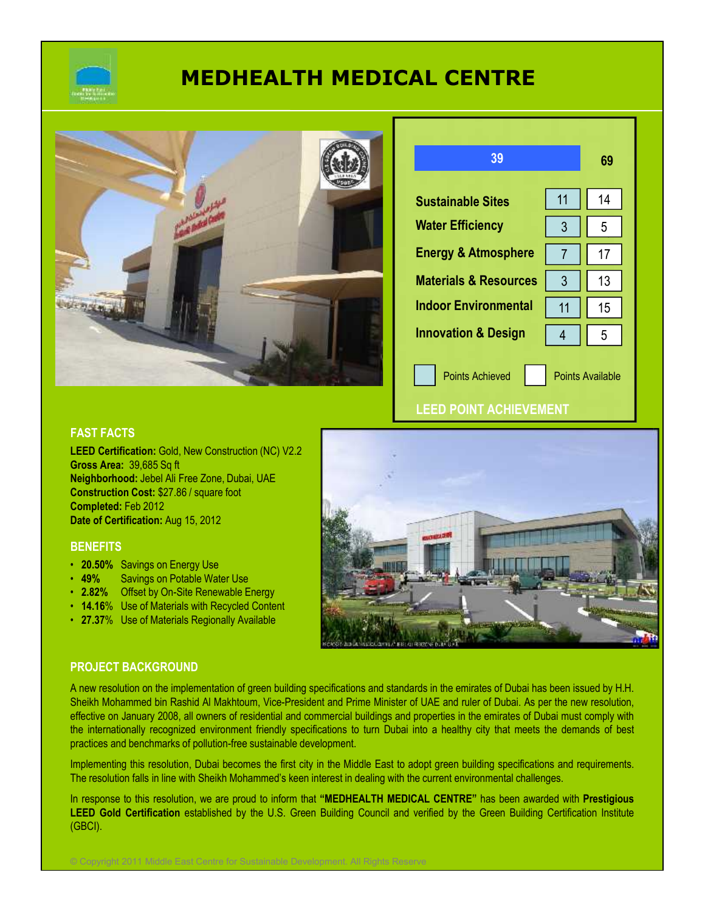# MEDHEALTH MEDICAL CENTRE

## LEED POINT ACHIEVEMENT

| Category | Points Achieved | Points Available |
|---|---|---|
| **Total** | 39 | 69 |
| Sustainable Sites | 11 | 14 |
| Water Efficiency | 3 | 5 |
| Energy & Atmosphere | 7 | 17 |
| Materials & Resources | 3 | 13 |
| Indoor Environmental | 11 | 15 |
| Innovation & Design | 4 | 5 |

## FAST FACTS

**LEED Certification:** Gold, New Construction (NC) V2.2
**Gross Area:** 39,685 Sq ft
**Neighborhood:** Jebel Ali Free Zone, Dubai, UAE
**Construction Cost:** $27.86 / square foot
**Completed:** Feb 2012
**Date of Certification:** Aug 15, 2012

## BENEFITS

- **20.50%** Savings on Energy Use
- **49%** Savings on Potable Water Use
- **2.82%** Offset by On-Site Renewable Energy
- **14.16%** Use of Materials with Recycled Content
- **27.37%** Use of Materials Regionally Available

## PROJECT BACKGROUND

A new resolution on the implementation of green building specifications and standards in the emirates of Dubai has been issued by H.H. Sheikh Mohammed bin Rashid Al Makhtoum, Vice-President and Prime Minister of UAE and ruler of Dubai. As per the new resolution, effective on January 2008, all owners of residential and commercial buildings and properties in the emirates of Dubai must comply with the internationally recognized environment friendly specifications to turn Dubai into a healthy city that meets the demands of best practices and benchmarks of pollution-free sustainable development.

Implementing this resolution, Dubai becomes the first city in the Middle East to adopt green building specifications and requirements. The resolution falls in line with Sheikh Mohammed's keen interest in dealing with the current environmental challenges.

In response to this resolution, we are proud to inform that **"MEDHEALTH MEDICAL CENTRE"** has been awarded with **Prestigious LEED Gold Certification** established by the U.S. Green Building Council and verified by the Green Building Certification Institute (GBCI).

© Copyright 2011 Middle East Centre for Sustainable Development. All Rights Reserve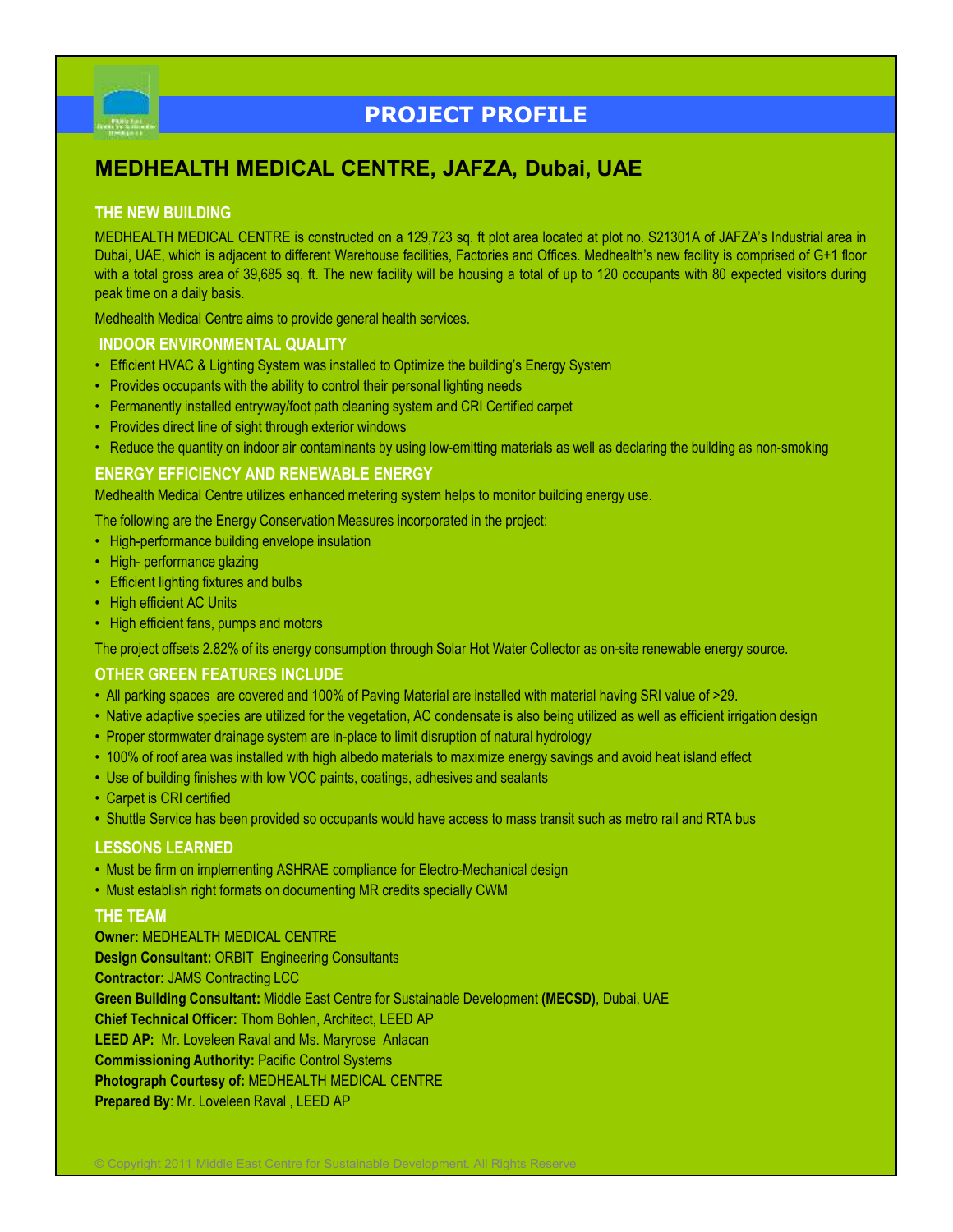# PROJECT PROFILE

## MEDHEALTH MEDICAL CENTRE, JAFZA, Dubai, UAE

### THE NEW BUILDING

MEDHEALTH MEDICAL CENTRE is constructed on a 129,723 sq. ft plot area located at plot no. S21301A of JAFZA's Industrial area in Dubai, UAE, which is adjacent to different Warehouse facilities, Factories and Offices. Medhealth's new facility is comprised of G+1 floor with a total gross area of 39,685 sq. ft. The new facility will be housing a total of up to 120 occupants with 80 expected visitors during peak time on a daily basis.

Medhealth Medical Centre aims to provide general health services.

### INDOOR ENVIRONMENTAL QUALITY

- Efficient HVAC & Lighting System was installed to Optimize the building's Energy System
- Provides occupants with the ability to control their personal lighting needs
- Permanently installed entryway/foot path cleaning system and CRI Certified carpet
- Provides direct line of sight through exterior windows
- Reduce the quantity on indoor air contaminants by using low-emitting materials as well as declaring the building as non-smoking

### ENERGY EFFICIENCY AND RENEWABLE ENERGY

Medhealth Medical Centre utilizes enhanced metering system helps to monitor building energy use.

The following are the Energy Conservation Measures incorporated in the project:

- High-performance building envelope insulation
- High- performance glazing
- Efficient lighting fixtures and bulbs
- High efficient AC Units
- High efficient fans, pumps and motors

The project offsets 2.82% of its energy consumption through Solar Hot Water Collector as on-site renewable energy source.

### OTHER GREEN FEATURES INCLUDE

- All parking spaces are covered and 100% of Paving Material are installed with material having SRI value of >29.
- Native adaptive species are utilized for the vegetation, AC condensate is also being utilized as well as efficient irrigation design
- Proper stormwater drainage system are in-place to limit disruption of natural hydrology
- 100% of roof area was installed with high albedo materials to maximize energy savings and avoid heat island effect
- Use of building finishes with low VOC paints, coatings, adhesives and sealants
- Carpet is CRI certified
- Shuttle Service has been provided so occupants would have access to mass transit such as metro rail and RTA bus

### LESSONS LEARNED

- Must be firm on implementing ASHRAE compliance for Electro-Mechanical design
- Must establish right formats on documenting MR credits specially CWM

### THE TEAM

**Owner:** MEDHEALTH MEDICAL CENTRE  
**Design Consultant:** ORBIT Engineering Consultants  
**Contractor:** JAMS Contracting LCC  
**Green Building Consultant:** Middle East Centre for Sustainable Development **(MECSD)**, Dubai, UAE  
**Chief Technical Officer:** Thom Bohlen, Architect, LEED AP  
**LEED AP:** Mr. Loveleen Raval and Ms. Maryrose Anlacan  
**Commissioning Authority:** Pacific Control Systems  
**Photograph Courtesy of:** MEDHEALTH MEDICAL CENTRE  
**Prepared By**: Mr. Loveleen Raval , LEED AP

© Copyright 2011 Middle East Centre for Sustainable Development. All Rights Reserve